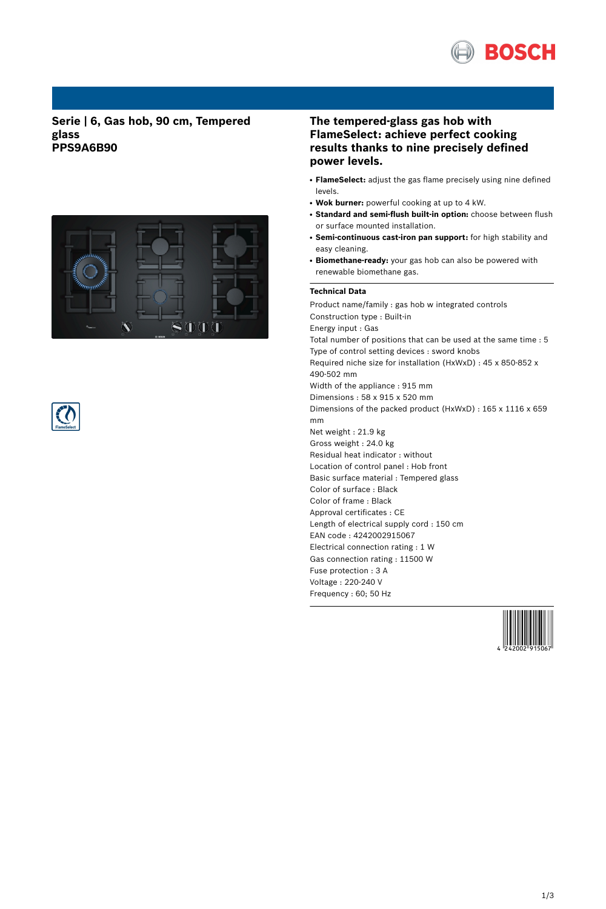## Serie | 6, Gas hob, 90 cm, Tempered glass
## PPS9A6B90

## The tempered-glass gas hob with FlameSelect: achieve perfect cooking results thanks to nine precisely defined power levels.

- **FlameSelect:** adjust the gas flame precisely using nine defined levels.
- **Wok burner:** powerful cooking at up to 4 kW.
- **Standard and semi-flush built-in option:** choose between flush or surface mounted installation.
- **Semi-continuous cast-iron pan support:** for high stability and easy cleaning.
- **Biomethane-ready:** your gas hob can also be powered with renewable biomethane gas.

### Technical Data

Product name/family : gas hob w integrated controls
Construction type : Built-in
Energy input : Gas
Total number of positions that can be used at the same time : 5
Type of control setting devices : sword knobs
Required niche size for installation (HxWxD) : 45 x 850-852 x 490-502 mm
Width of the appliance : 915 mm
Dimensions : 58 x 915 x 520 mm
Dimensions of the packed product (HxWxD) : 165 x 1116 x 659 mm
Net weight : 21.9 kg
Gross weight : 24.0 kg
Residual heat indicator : without
Location of control panel : Hob front
Basic surface material : Tempered glass
Color of surface : Black
Color of frame : Black
Approval certificates : CE
Length of electrical supply cord : 150 cm
EAN code : 4242002915067
Electrical connection rating : 1 W
Gas connection rating : 11500 W
Fuse protection : 3 A
Voltage : 220-240 V
Frequency : 60; 50 Hz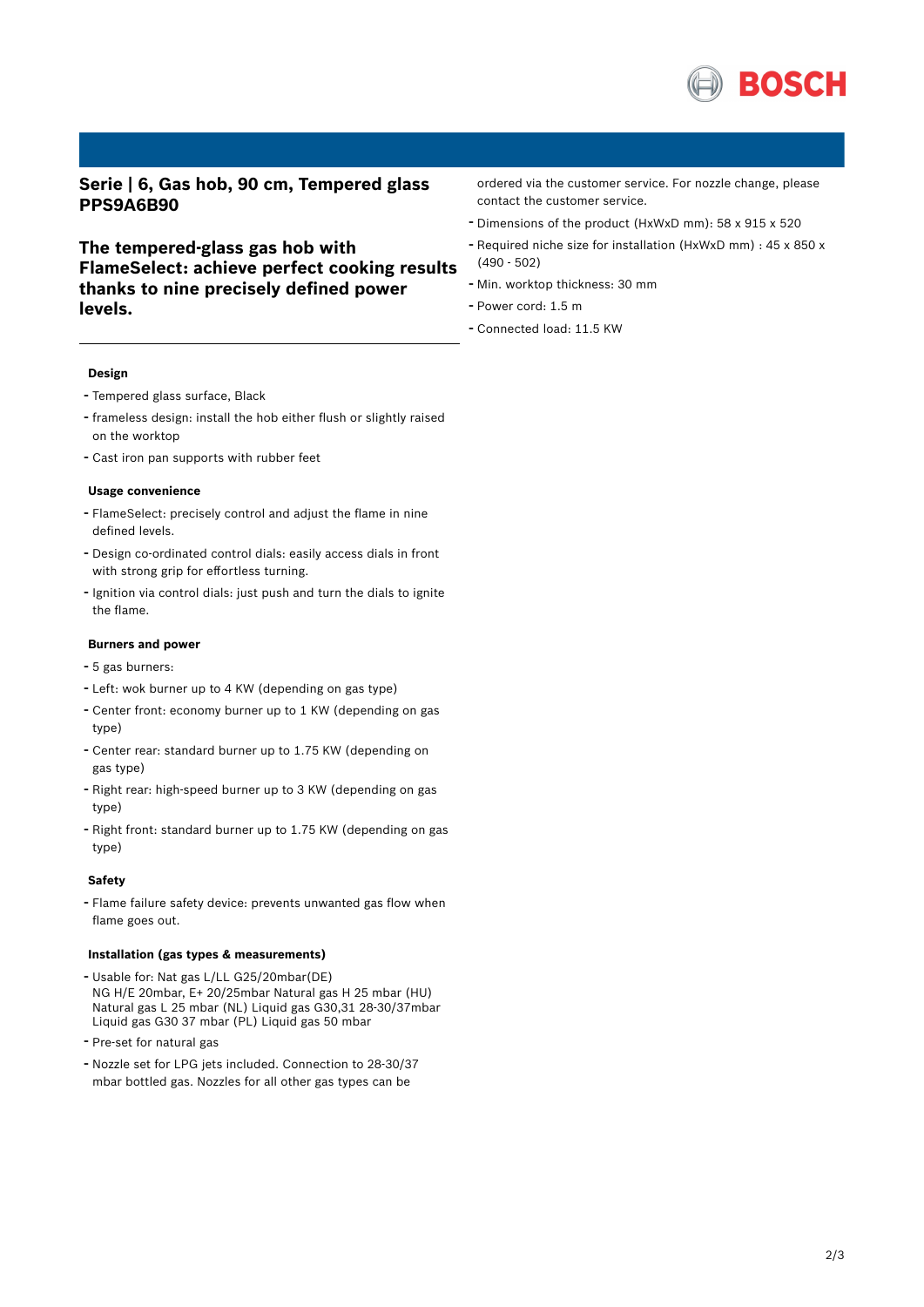## Serie | 6, Gas hob, 90 cm, Tempered glass PPS9A6B90

## The tempered-glass gas hob with FlameSelect: achieve perfect cooking results thanks to nine precisely defined power levels.

### Design

- Tempered glass surface, Black
- frameless design: install the hob either flush or slightly raised on the worktop
- Cast iron pan supports with rubber feet

### Usage convenience

- FlameSelect: precisely control and adjust the flame in nine defined levels.
- Design co-ordinated control dials: easily access dials in front with strong grip for effortless turning.
- Ignition via control dials: just push and turn the dials to ignite the flame.

### Burners and power

- 5 gas burners:
- Left: wok burner up to 4 KW (depending on gas type)
- Center front: economy burner up to 1 KW (depending on gas type)
- Center rear: standard burner up to 1.75 KW (depending on gas type)
- Right rear: high-speed burner up to 3 KW (depending on gas type)
- Right front: standard burner up to 1.75 KW (depending on gas type)

### Safety

- Flame failure safety device: prevents unwanted gas flow when flame goes out.

### Installation (gas types & measurements)

- Usable for: Nat gas L/LL G25/20mbar(DE) NG H/E 20mbar, E+ 20/25mbar Natural gas H 25 mbar (HU) Natural gas L 25 mbar (NL) Liquid gas G30,31 28-30/37mbar Liquid gas G30 37 mbar (PL) Liquid gas 50 mbar
- Pre-set for natural gas
- Nozzle set for LPG jets included. Connection to 28-30/37 mbar bottled gas. Nozzles for all other gas types can be ordered via the customer service. For nozzle change, please contact the customer service.
- Dimensions of the product (HxWxD mm): 58 x 915 x 520
- Required niche size for installation (HxWxD mm) : 45 x 850 x (490 - 502)
- Min. worktop thickness: 30 mm
- Power cord: 1.5 m
- Connected load: 11.5 KW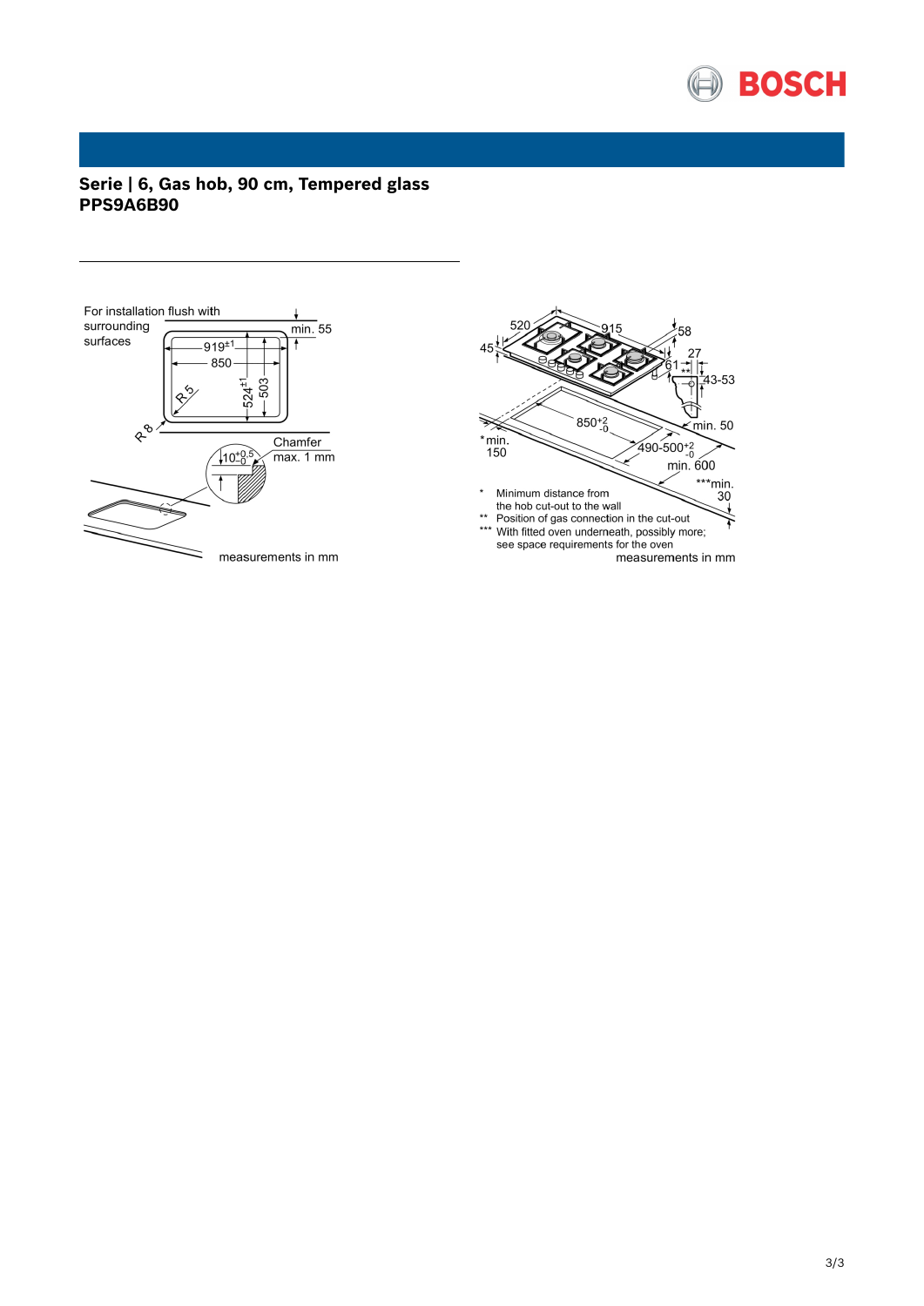# Serie | 6, Gas hob, 90 cm, Tempered glass
## PPS9A6B90

For installation flush with surrounding surfaces

min. 55

$919^{\pm1}$

850

R 5

$524^{\pm1}$

503

R 8

Chamfer max. 1 mm

$10^{+0.5}_{-0}$

measurements in mm

520

915

58

45

61

27

43-53

$850^{+2}_{-0}$

min. 50

*min. 150

$490\text{-}500^{+2}_{-0}$

min. 600

***min. 30

\* Minimum distance from the hob cut-out to the wall

\*\* Position of gas connection in the cut-out

\*\*\* With fitted oven underneath, possibly more; see space requirements for the oven

measurements in mm